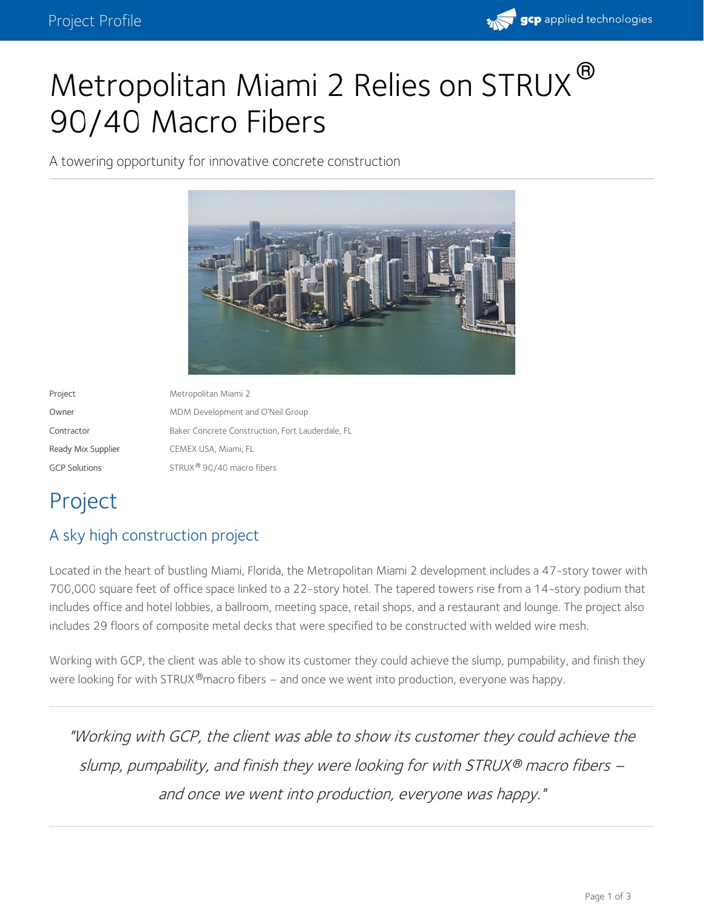# Metropolitan Miami 2 Relies on STRUX® 90/40 Macro Fibers

A towering opportunity for innovative concrete construction

| Project | Metropolitan Miami 2 |
| --- | --- |
| Owner | MDM Development and O'Neil Group |
| Contractor | Baker Concrete Construction, Fort Lauderdale, FL |
| Ready Mix Supplier | CEMEX USA, Miami, FL |
| GCP Solutions | STRUX® 90/40 macro fibers |

## Project

### A sky high construction project

Located in the heart of bustling Miami, Florida, the Metropolitan Miami 2 development includes a 47-story tower with 700,000 square feet of office space linked to a 22-story hotel. The tapered towers rise from a 14-story podium that includes office and hotel lobbies, a ballroom, meeting space, retail shops, and a restaurant and lounge. The project also includes 29 floors of composite metal decks that were specified to be constructed with welded wire mesh.

Working with GCP, the client was able to show its customer they could achieve the slump, pumpability, and finish they were looking for with STRUX®macro fibers – and once we went into production, everyone was happy.

> *"Working with GCP, the client was able to show its customer they could achieve the slump, pumpability, and finish they were looking for with STRUX® macro fibers – and once we went into production, everyone was happy."*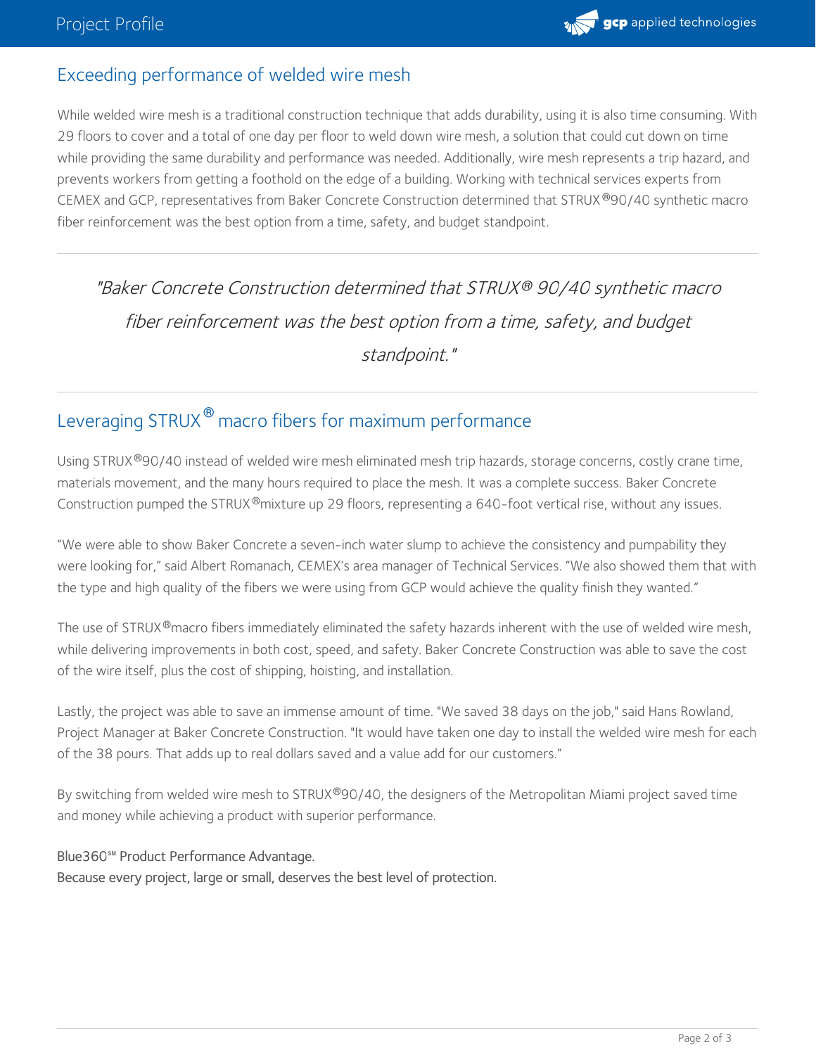## Exceeding performance of welded wire mesh

While welded wire mesh is a traditional construction technique that adds durability, using it is also time consuming. With 29 floors to cover and a total of one day per floor to weld down wire mesh, a solution that could cut down on time while providing the same durability and performance was needed. Additionally, wire mesh represents a trip hazard, and prevents workers from getting a foothold on the edge of a building. Working with technical services experts from CEMEX and GCP, representatives from Baker Concrete Construction determined that STRUX®90/40 synthetic macro fiber reinforcement was the best option from a time, safety, and budget standpoint.

---

> *"Baker Concrete Construction determined that STRUX® 90/40 synthetic macro fiber reinforcement was the best option from a time, safety, and budget standpoint."*

---

## Leveraging STRUX® macro fibers for maximum performance

Using STRUX®90/40 instead of welded wire mesh eliminated mesh trip hazards, storage concerns, costly crane time, materials movement, and the many hours required to place the mesh. It was a complete success. Baker Concrete Construction pumped the STRUX®mixture up 29 floors, representing a 640-foot vertical rise, without any issues.

“We were able to show Baker Concrete a seven-inch water slump to achieve the consistency and pumpability they were looking for,” said Albert Romanach, CEMEX’s area manager of Technical Services. “We also showed them that with the type and high quality of the fibers we were using from GCP would achieve the quality finish they wanted.”

The use of STRUX®macro fibers immediately eliminated the safety hazards inherent with the use of welded wire mesh, while delivering improvements in both cost, speed, and safety. Baker Concrete Construction was able to save the cost of the wire itself, plus the cost of shipping, hoisting, and installation.

Lastly, the project was able to save an immense amount of time. "We saved 38 days on the job," said Hans Rowland, Project Manager at Baker Concrete Construction. "It would have taken one day to install the welded wire mesh for each of the 38 pours. That adds up to real dollars saved and a value add for our customers.”

By switching from welded wire mesh to STRUX®90/40, the designers of the Metropolitan Miami project saved time and money while achieving a product with superior performance.

Blue360℠ Product Performance Advantage.
Because every project, large or small, deserves the best level of protection.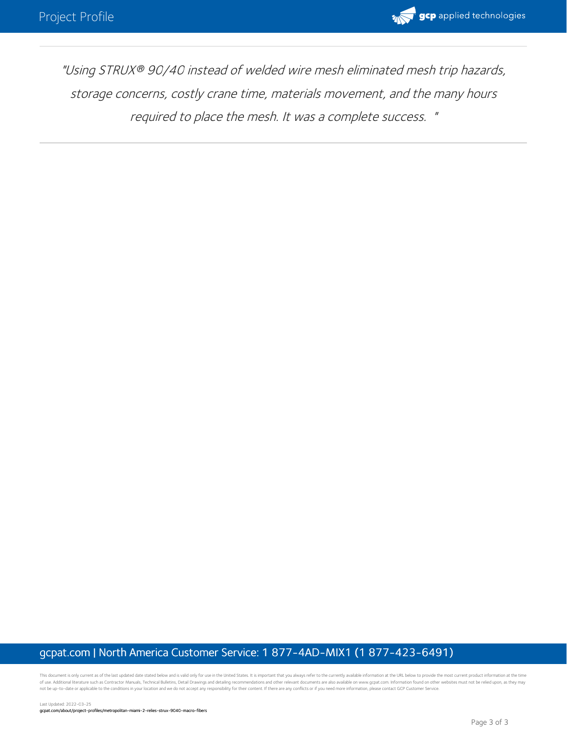*"Using STRUX® 90/40 instead of welded wire mesh eliminated mesh trip hazards, storage concerns, costly crane time, materials movement, and the many hours required to place the mesh. It was a complete success. "*

gcpat.com | North America Customer Service: 1 877-4AD-MIX1 (1 877-423-6491)

This document is only current as of the last updated date stated below and is valid only for use in the United States. It is important that you always refer to the currently available information at the URL below to provide the most current product information at the time of use. Additional literature such as Contractor Manuals, Technical Bulletins, Detail Drawings and detailing recommendations and other relevant documents are also available on www.gcpat.com. Information found on other websites must not be relied upon, as they may not be up-to-date or applicable to the conditions in your location and we do not accept any responsibility for their content. If there are any conflicts or if you need more information, please contact GCP Customer Service.

Last Updated: 2022-03-25
gcpat.com/about/project-profiles/metropolitan-miami-2-relies-strux-9040-macro-fibers